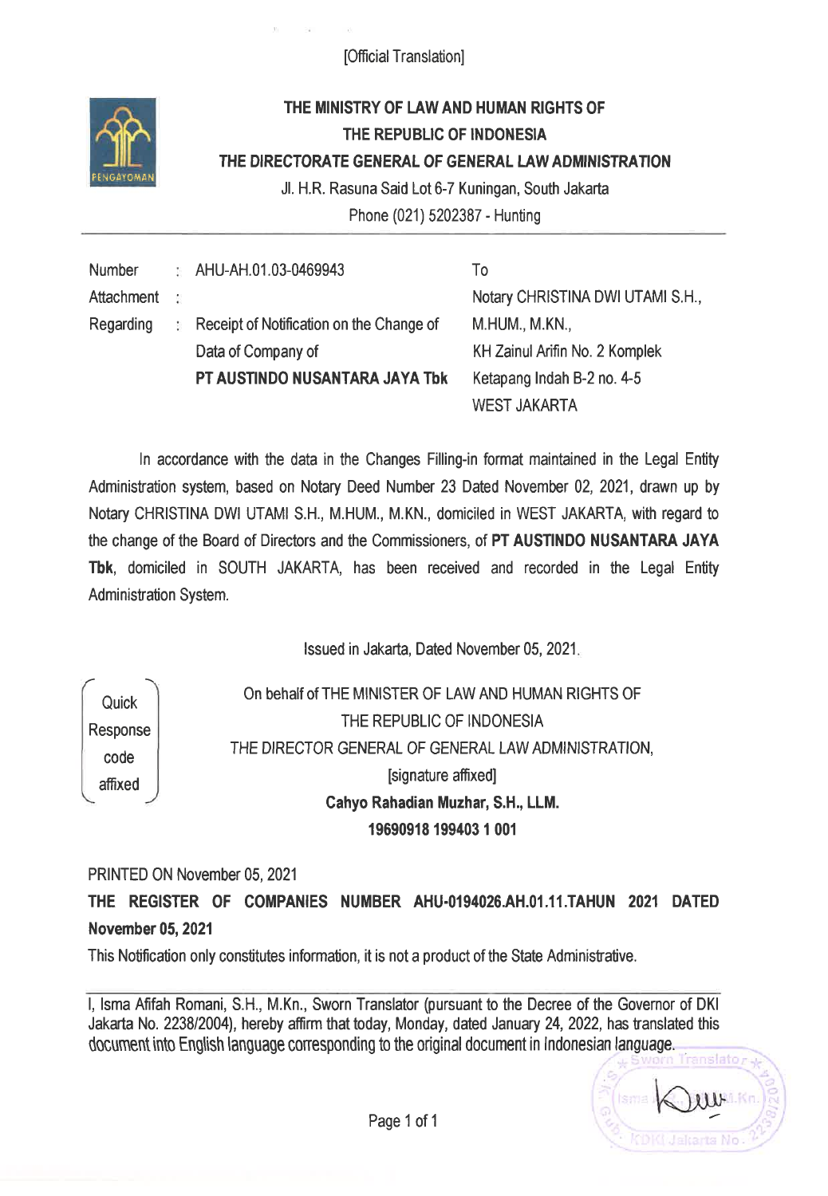[Official Translation]

**THE MINISTRY OF LAW AND HUMAN RIGHTS OF**
**THE REPUBLIC OF INDONESIA**
**THE DIRECTORATE GENERAL OF GENERAL LAW ADMINISTRATION**

Jl. H.R. Rasuna Said Lot 6-7 Kuningan, South Jakarta
Phone (021) 5202387 - Hunting

---

| | | | |
|---|---|---|---|
| Number | : | AHU-AH.01.03-0469943 | To |
| Attachment | : | | Notary CHRISTINA DWI UTAMI S.H., M.HUM., M.KN., |
| Regarding | : | Receipt of Notification on the Change of Data of Company of **PT AUSTINDO NUSANTARA JAYA Tbk** | KH Zainul Arifin No. 2 Komplek Ketapang Indah B-2 no. 4-5 WEST JAKARTA |

In accordance with the data in the Changes Filling-in format maintained in the Legal Entity Administration system, based on Notary Deed Number 23 Dated November 02, 2021, drawn up by Notary CHRISTINA DWI UTAMI S.H., M.HUM., M.KN., domiciled in WEST JAKARTA, with regard to the change of the Board of Directors and the Commissioners, of **PT AUSTINDO NUSANTARA JAYA Tbk**, domiciled in SOUTH JAKARTA, has been received and recorded in the Legal Entity Administration System.

Issued in Jakarta, Dated November 05, 2021.

(Quick Response code affixed)

On behalf of THE MINISTER OF LAW AND HUMAN RIGHTS OF THE REPUBLIC OF INDONESIA
THE DIRECTOR GENERAL OF GENERAL LAW ADMINISTRATION,
[signature affixed]
**Cahyo Rahadian Muzhar, S.H., LLM.**
**19690918 199403 1 001**

PRINTED ON November 05, 2021

**THE REGISTER OF COMPANIES NUMBER AHU-0194026.AH.01.11.TAHUN 2021 DATED November 05, 2021**

This Notification only constitutes information, it is not a product of the State Administrative.

---

I, Isma Afifah Romani, S.H., M.Kn., Sworn Translator (pursuant to the Decree of the Governor of DKI Jakarta No. 2238/2004), hereby affirm that today, Monday, dated January 24, 2022, has translated this document into English language corresponding to the original document in Indonesian language.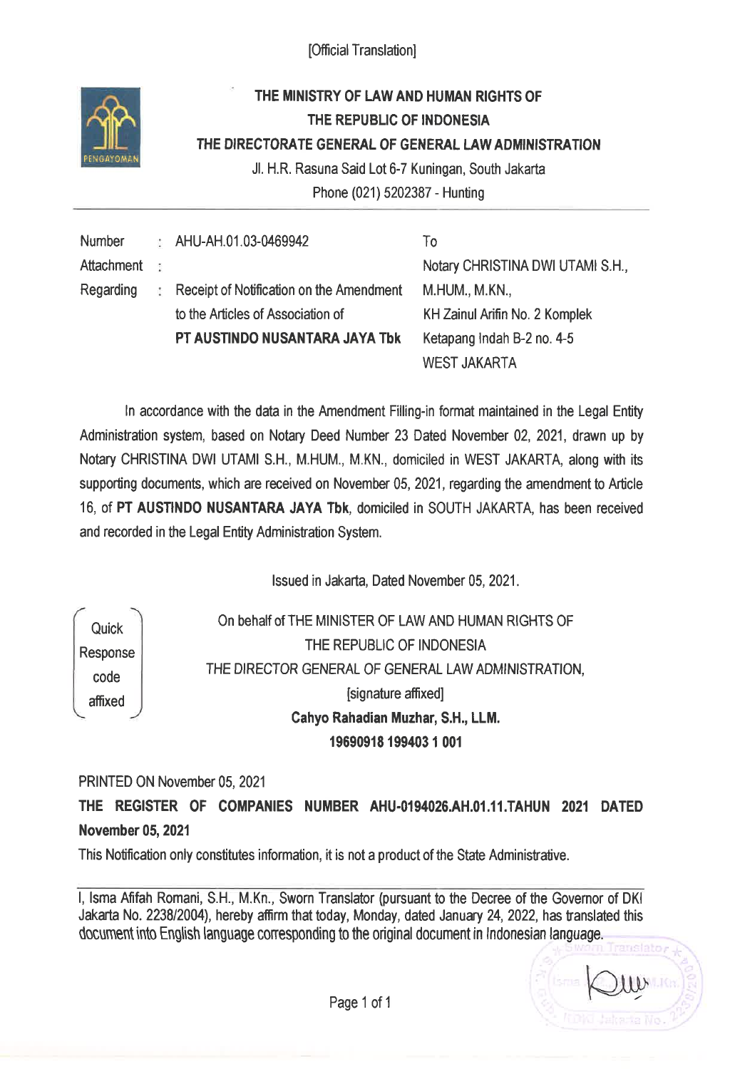[Official Translation]

**THE MINISTRY OF LAW AND HUMAN RIGHTS OF THE REPUBLIC OF INDONESIA**
**THE DIRECTORATE GENERAL OF GENERAL LAW ADMINISTRATION**
Jl. H.R. Rasuna Said Lot 6-7 Kuningan, South Jakarta
Phone (021) 5202387 - Hunting

| | | | |
|---|---|---|---|
| Number | : | AHU-AH.01.03-0469942 | To |
| Attachment | : | | Notary CHRISTINA DWI UTAMI S.H., M.HUM., M.KN., |
| Regarding | : | Receipt of Notification on the Amendment to the Articles of Association of **PT AUSTINDO NUSANTARA JAYA Tbk** | KH Zainul Arifin No. 2 Komplek Ketapang Indah B-2 no. 4-5 WEST JAKARTA |

In accordance with the data in the Amendment Filling-in format maintained in the Legal Entity Administration system, based on Notary Deed Number 23 Dated November 02, 2021, drawn up by Notary CHRISTINA DWI UTAMI S.H., M.HUM., M.KN., domiciled in WEST JAKARTA, along with its supporting documents, which are received on November 05, 2021, regarding the amendment to Article 16, of **PT AUSTINDO NUSANTARA JAYA Tbk**, domiciled in SOUTH JAKARTA, has been received and recorded in the Legal Entity Administration System.

Issued in Jakarta, Dated November 05, 2021.

Quick Response code affixed

On behalf of THE MINISTER OF LAW AND HUMAN RIGHTS OF THE REPUBLIC OF INDONESIA
THE DIRECTOR GENERAL OF GENERAL LAW ADMINISTRATION,
[signature affixed]
**Cahyo Rahadian Muzhar, S.H., LLM.**
**19690918 199403 1 001**

PRINTED ON November 05, 2021

**THE REGISTER OF COMPANIES NUMBER AHU-0194026.AH.01.11.TAHUN 2021 DATED November 05, 2021**

This Notification only constitutes information, it is not a product of the State Administrative.

I, Isma Afifah Romani, S.H., M.Kn., Sworn Translator (pursuant to the Decree of the Governor of DKI Jakarta No. 2238/2004), hereby affirm that today, Monday, dated January 24, 2022, has translated this document into English language corresponding to the original document in Indonesian language.